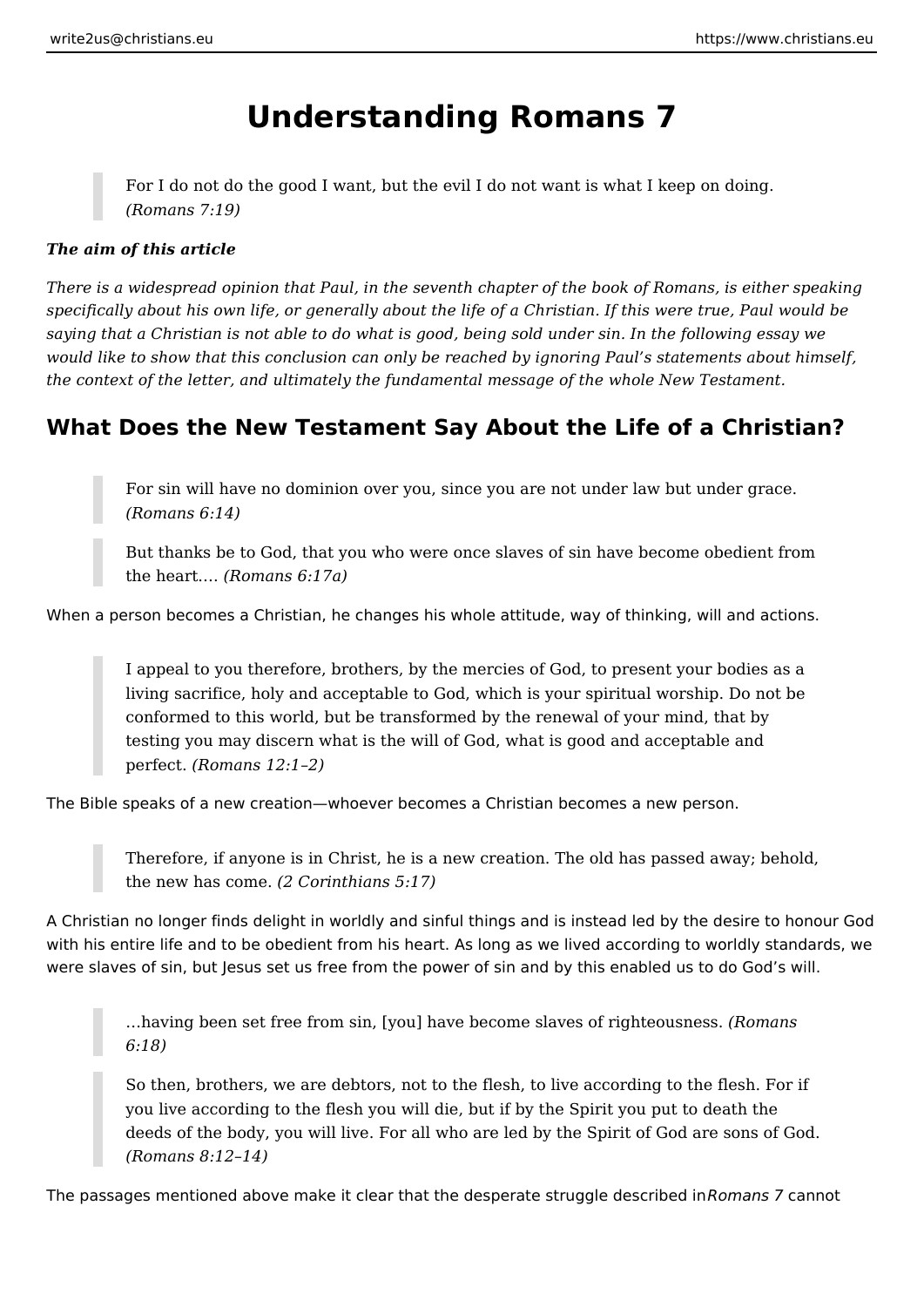# Understanding Romans 7

> For I do not do the good I want, but the evil I do not want is what I keep on doing. *(Romans 7:19)*

***The aim of this article***

*There is a widespread opinion that Paul, in the seventh chapter of the book of Romans, is either speaking specifically about his own life, or generally about the life of a Christian. If this were true, Paul would be saying that a Christian is not able to do what is good, being sold under sin. In the following essay we would like to show that this conclusion can only be reached by ignoring Paul's statements about himself, the context of the letter, and ultimately the fundamental message of the whole New Testament.*

## What Does the New Testament Say About the Life of a Christian?

> For sin will have no dominion over you, since you are not under law but under grace. *(Romans 6:14)*

> But thanks be to God, that you who were once slaves of sin have become obedient from the heart.… *(Romans 6:17a)*

When a person becomes a Christian, he changes his whole attitude, way of thinking, will and actions.

> I appeal to you therefore, brothers, by the mercies of God, to present your bodies as a living sacrifice, holy and acceptable to God, which is your spiritual worship. Do not be conformed to this world, but be transformed by the renewal of your mind, that by testing you may discern what is the will of God, what is good and acceptable and perfect. *(Romans 12:1–2)*

The Bible speaks of a new creation—whoever becomes a Christian becomes a new person.

> Therefore, if anyone is in Christ, he is a new creation. The old has passed away; behold, the new has come. *(2 Corinthians 5:17)*

A Christian no longer finds delight in worldly and sinful things and is instead led by the desire to honour God with his entire life and to be obedient from his heart. As long as we lived according to worldly standards, we were slaves of sin, but Jesus set us free from the power of sin and by this enabled us to do God's will.

> …having been set free from sin, [you] have become slaves of righteousness. *(Romans 6:18)*

> So then, brothers, we are debtors, not to the flesh, to live according to the flesh. For if you live according to the flesh you will die, but if by the Spirit you put to death the deeds of the body, you will live. For all who are led by the Spirit of God are sons of God. *(Romans 8:12–14)*

The passages mentioned above make it clear that the desperate struggle described in *Romans 7* cannot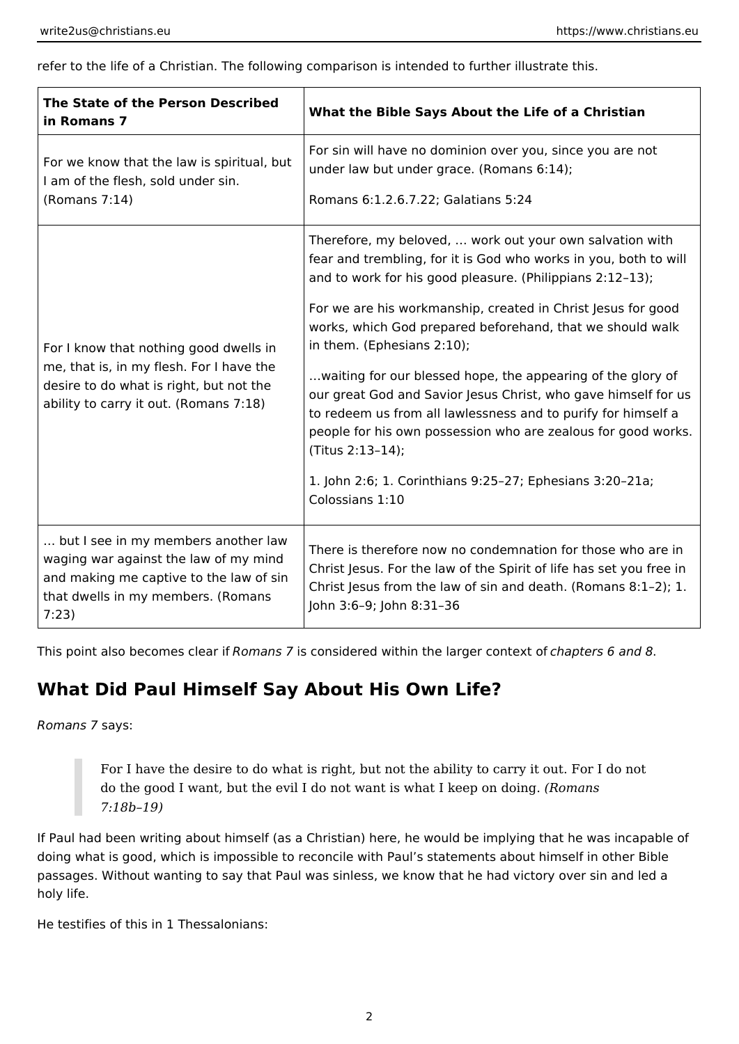refer to the life of a Christian. The following comparison is intended to further illustrate this.

| The State of the Person Described in Romans 7 | What the Bible Says About the Life of a Christian |
| --- | --- |
| For we know that the law is spiritual, but I am of the flesh, sold under sin. (Romans 7:14) | For sin will have no dominion over you, since you are not under law but under grace. (Romans 6:14);<br><br>Romans 6:1.2.6.7.22; Galatians 5:24 |
| For I know that nothing good dwells in me, that is, in my flesh. For I have the desire to do what is right, but not the ability to carry it out. (Romans 7:18) | Therefore, my beloved, … work out your own salvation with fear and trembling, for it is God who works in you, both to will and to work for his good pleasure. (Philippians 2:12–13);<br><br>For we are his workmanship, created in Christ Jesus for good works, which God prepared beforehand, that we should walk in them. (Ephesians 2:10);<br><br>…waiting for our blessed hope, the appearing of the glory of our great God and Savior Jesus Christ, who gave himself for us to redeem us from all lawlessness and to purify for himself a people for his own possession who are zealous for good works. (Titus 2:13–14);<br><br>1. John 2:6; 1. Corinthians 9:25–27; Ephesians 3:20–21a; Colossians 1:10 |
| … but I see in my members another law waging war against the law of my mind and making me captive to the law of sin that dwells in my members. (Romans 7:23) | There is therefore now no condemnation for those who are in Christ Jesus. For the law of the Spirit of life has set you free in Christ Jesus from the law of sin and death. (Romans 8:1–2); 1. John 3:6–9; John 8:31–36 |

This point also becomes clear if *Romans 7* is considered within the larger context of *chapters 6 and 8*.

## What Did Paul Himself Say About His Own Life?

*Romans 7* says:

> For I have the desire to do what is right, but not the ability to carry it out. For I do not do the good I want, but the evil I do not want is what I keep on doing. *(Romans 7:18b–19)*

If Paul had been writing about himself (as a Christian) here, he would be implying that he was incapable of doing what is good, which is impossible to reconcile with Paul's statements about himself in other Bible passages. Without wanting to say that Paul was sinless, we know that he had victory over sin and led a holy life.

He testifies of this in 1 Thessalonians: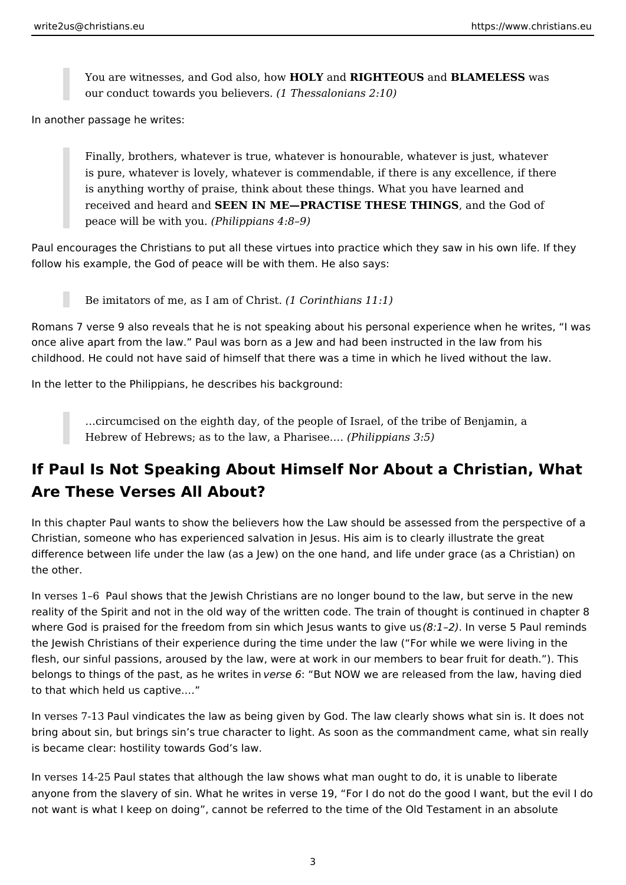> You are witnesses, and God also, how **HOLY** and **RIGHTEOUS** and **BLAMELESS** was our conduct towards you believers. *(1 Thessalonians 2:10)*

In another passage he writes:

> Finally, brothers, whatever is true, whatever is honourable, whatever is just, whatever is pure, whatever is lovely, whatever is commendable, if there is any excellence, if there is anything worthy of praise, think about these things. What you have learned and received and heard and **SEEN IN ME—PRACTISE THESE THINGS**, and the God of peace will be with you. *(Philippians 4:8–9)*

Paul encourages the Christians to put all these virtues into practice which they saw in his own life. If they follow his example, the God of peace will be with them. He also says:

> Be imitators of me, as I am of Christ. *(1 Corinthians 11:1)*

Romans 7 verse 9 also reveals that he is not speaking about his personal experience when he writes, "I was once alive apart from the law." Paul was born as a Jew and had been instructed in the law from his childhood. He could not have said of himself that there was a time in which he lived without the law.

In the letter to the Philippians, he describes his background:

> …circumcised on the eighth day, of the people of Israel, of the tribe of Benjamin, a Hebrew of Hebrews; as to the law, a Pharisee…. *(Philippians 3:5)*

## If Paul Is Not Speaking About Himself Nor About a Christian, What Are These Verses All About?

In this chapter Paul wants to show the believers how the Law should be assessed from the perspective of a Christian, someone who has experienced salvation in Jesus. His aim is to clearly illustrate the great difference between life under the law (as a Jew) on the one hand, and life under grace (as a Christian) on the other.

In verses 1–6 Paul shows that the Jewish Christians are no longer bound to the law, but serve in the new reality of the Spirit and not in the old way of the written code. The train of thought is continued in chapter 8 where God is praised for the freedom from sin which Jesus wants to give us *(8:1–2)*. In verse 5 Paul reminds the Jewish Christians of their experience during the time under the law ("For while we were living in the flesh, our sinful passions, aroused by the law, were at work in our members to bear fruit for death."). This belongs to things of the past, as he writes in *verse 6*: "But NOW we are released from the law, having died to that which held us captive…."

In verses 7-13 Paul vindicates the law as being given by God. The law clearly shows what sin is. It does not bring about sin, but brings sin's true character to light. As soon as the commandment came, what sin really is became clear: hostility towards God's law.

In verses 14-25 Paul states that although the law shows what man ought to do, it is unable to liberate anyone from the slavery of sin. What he writes in verse 19, "For I do not do the good I want, but the evil I do not want is what I keep on doing", cannot be referred to the time of the Old Testament in an absolute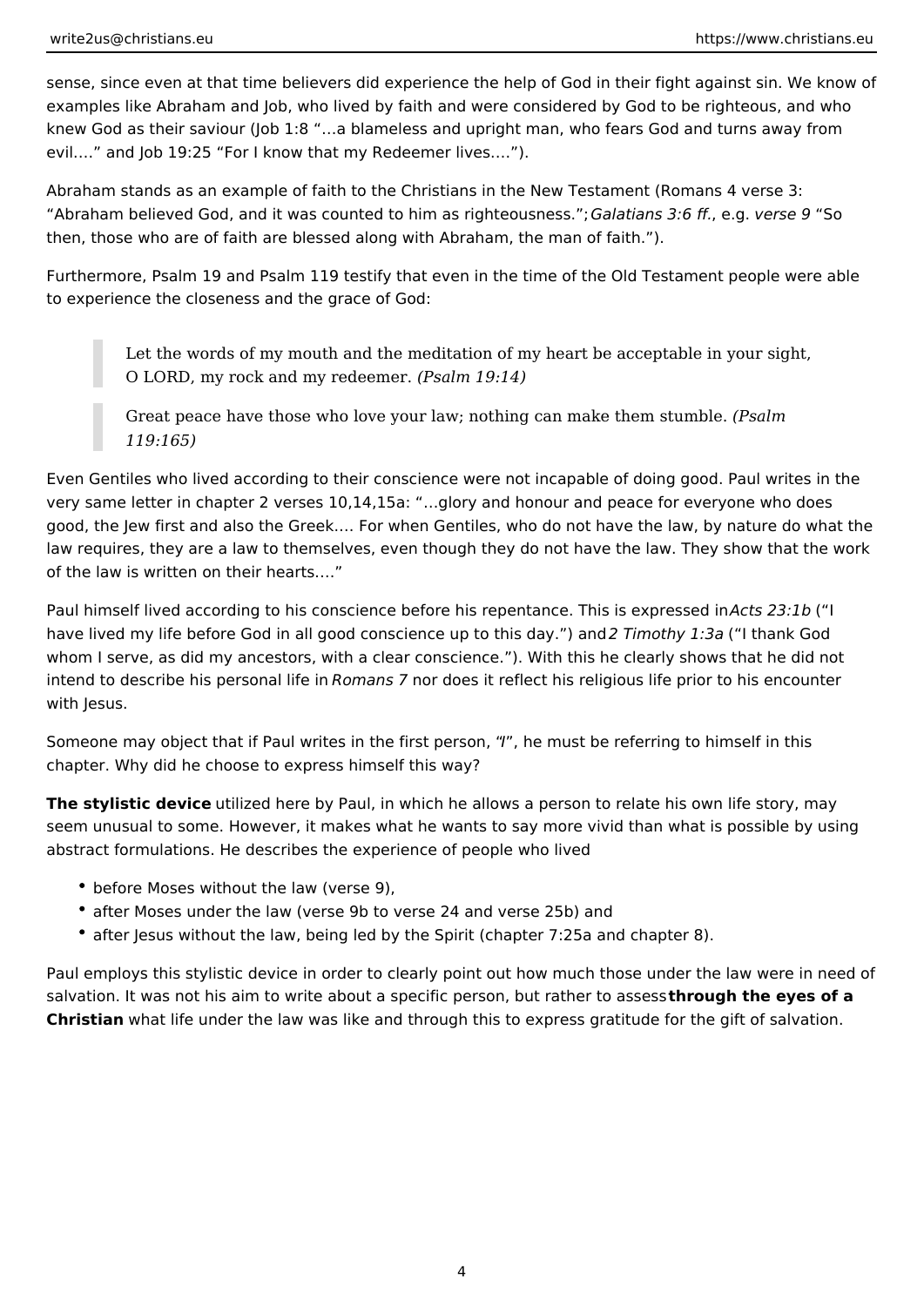sense, since even at that time believers did experience the help of God in their fight against sin. We know of examples like Abraham and Job, who lived by faith and were considered by God to be righteous, and who knew God as their saviour (Job 1:8 "…a blameless and upright man, who fears God and turns away from evil.…" and Job 19:25 "For I know that my Redeemer lives.…").

Abraham stands as an example of faith to the Christians in the New Testament (Romans 4 verse 3: "Abraham believed God, and it was counted to him as righteousness."; *Galatians 3:6 ff.*, e.g. *verse 9* "So then, those who are of faith are blessed along with Abraham, the man of faith.").

Furthermore, Psalm 19 and Psalm 119 testify that even in the time of the Old Testament people were able to experience the closeness and the grace of God:

> Let the words of my mouth and the meditation of my heart be acceptable in your sight, O LORD, my rock and my redeemer. *(Psalm 19:14)*

> Great peace have those who love your law; nothing can make them stumble. *(Psalm 119:165)*

Even Gentiles who lived according to their conscience were not incapable of doing good. Paul writes in the very same letter in chapter 2 verses 10,14,15a: "…glory and honour and peace for everyone who does good, the Jew first and also the Greek.… For when Gentiles, who do not have the law, by nature do what the law requires, they are a law to themselves, even though they do not have the law. They show that the work of the law is written on their hearts.…"

Paul himself lived according to his conscience before his repentance. This is expressed in *Acts 23:1b* ("I have lived my life before God in all good conscience up to this day.") and *2 Timothy 1:3a* ("I thank God whom I serve, as did my ancestors, with a clear conscience."). With this he clearly shows that he did not intend to describe his personal life in *Romans 7* nor does it reflect his religious life prior to his encounter with Jesus.

Someone may object that if Paul writes in the first person, "I", he must be referring to himself in this chapter. Why did he choose to express himself this way?

**The stylistic device** utilized here by Paul, in which he allows a person to relate his own life story, may seem unusual to some. However, it makes what he wants to say more vivid than what is possible by using abstract formulations. He describes the experience of people who lived

- before Moses without the law (verse 9),
- after Moses under the law (verse 9b to verse 24 and verse 25b) and
- after Jesus without the law, being led by the Spirit (chapter 7:25a and chapter 8).

Paul employs this stylistic device in order to clearly point out how much those under the law were in need of salvation. It was not his aim to write about a specific person, but rather to assess **through the eyes of a Christian** what life under the law was like and through this to express gratitude for the gift of salvation.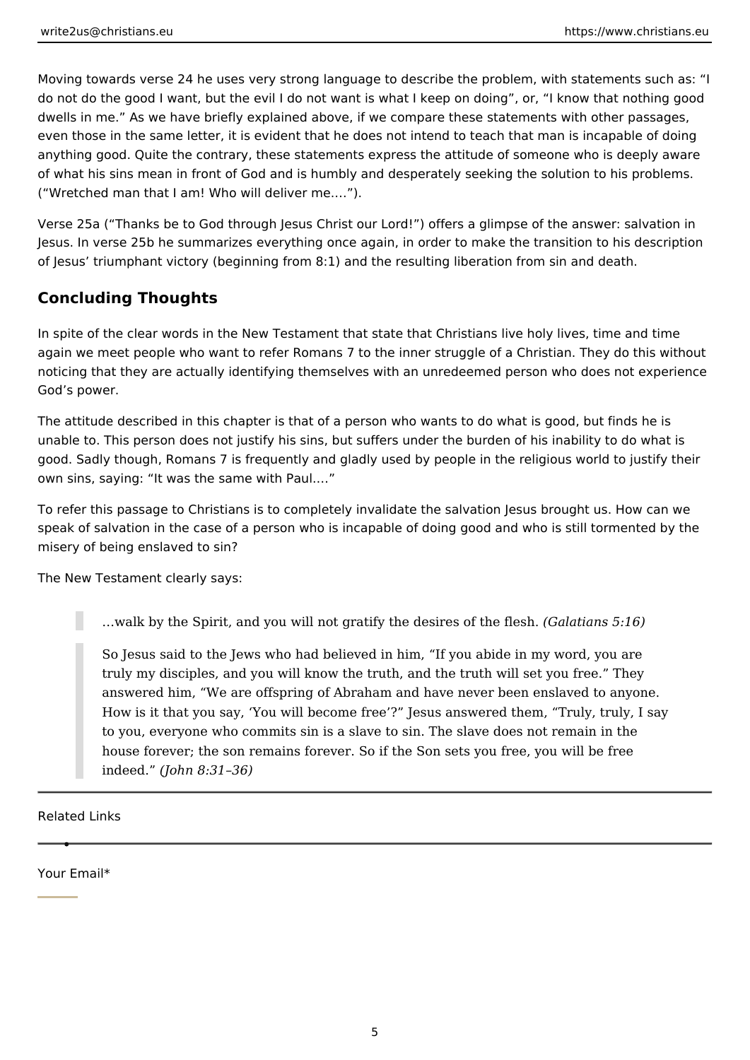Moving towards verse 24 he uses very strong language to describe the problem, with statements such as: “I do not do the good I want, but the evil I do not want is what I keep on doing”, or, “I know that nothing good dwells in me.” As we have briefly explained above, if we compare these statements with other passages, even those in the same letter, it is evident that he does not intend to teach that man is incapable of doing anything good. Quite the contrary, these statements express the attitude of someone who is deeply aware of what his sins mean in front of God and is humbly and desperately seeking the solution to his problems. (“Wretched man that I am! Who will deliver me.…”).

Verse 25a (“Thanks be to God through Jesus Christ our Lord!”) offers a glimpse of the answer: salvation in Jesus. In verse 25b he summarizes everything once again, in order to make the transition to his description of Jesus’ triumphant victory (beginning from 8:1) and the resulting liberation from sin and death.

## Concluding Thoughts

In spite of the clear words in the New Testament that state that Christians live holy lives, time and time again we meet people who want to refer Romans 7 to the inner struggle of a Christian. They do this without noticing that they are actually identifying themselves with an unredeemed person who does not experience God’s power.

The attitude described in this chapter is that of a person who wants to do what is good, but finds he is unable to. This person does not justify his sins, but suffers under the burden of his inability to do what is good. Sadly though, Romans 7 is frequently and gladly used by people in the religious world to justify their own sins, saying: “It was the same with Paul.…”

To refer this passage to Christians is to completely invalidate the salvation Jesus brought us. How can we speak of salvation in the case of a person who is incapable of doing good and who is still tormented by the misery of being enslaved to sin?

The New Testament clearly says:

> …walk by the Spirit, and you will not gratify the desires of the flesh. *(Galatians 5:16)*

> So Jesus said to the Jews who had believed in him, “If you abide in my word, you are truly my disciples, and you will know the truth, and the truth will set you free.” They answered him, “We are offspring of Abraham and have never been enslaved to anyone. How is it that you say, ‘You will become free’?” Jesus answered them, “Truly, truly, I say to you, everyone who commits sin is a slave to sin. The slave does not remain in the house forever; the son remains forever. So if the Son sets you free, you will be free indeed.” *(John 8:31–36)*

---

Related Links

---

Your Email*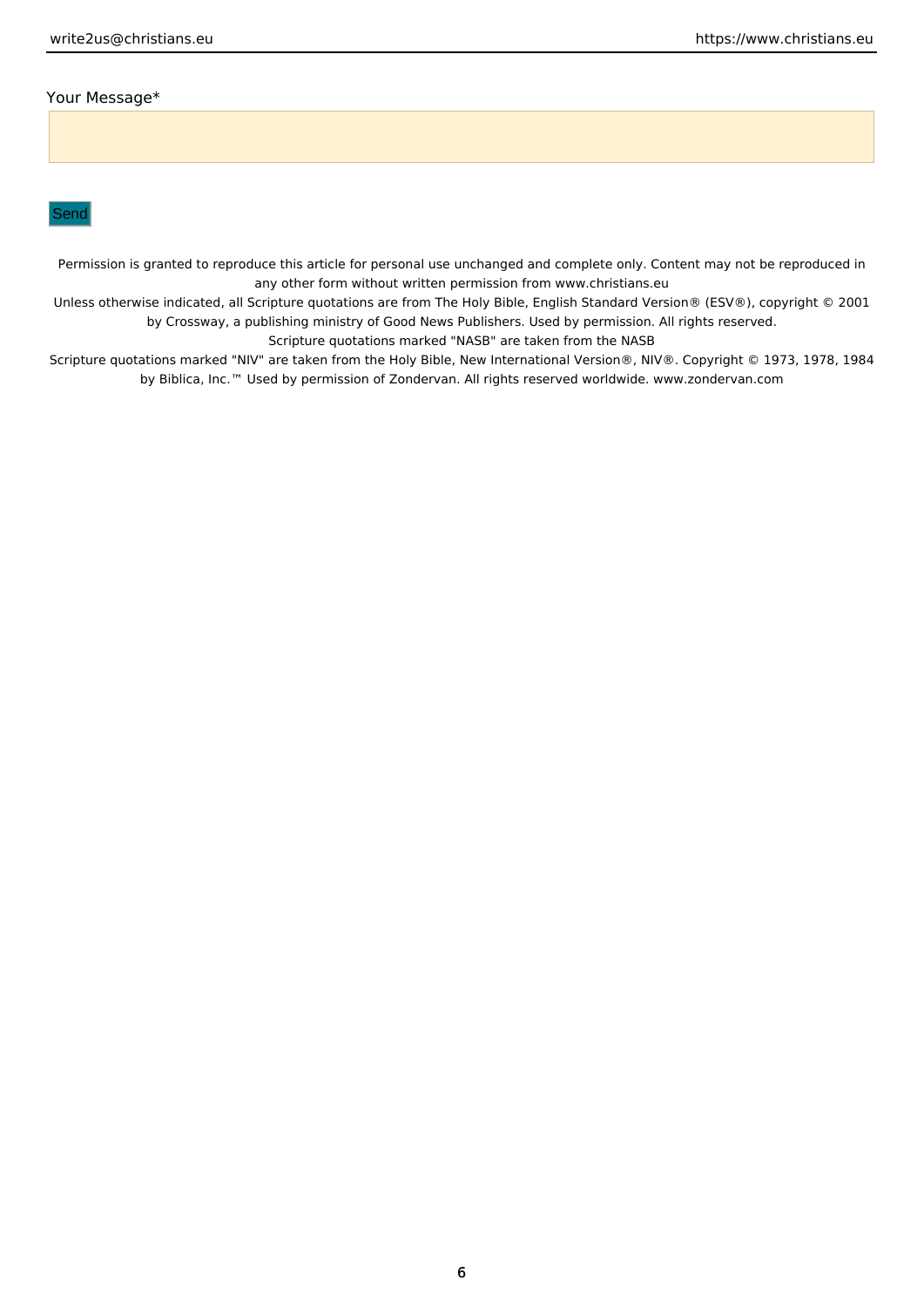Your Message*

Send

Permission is granted to reproduce this article for personal use unchanged and complete only. Content may not be reproduced in any other form without written permission from www.christians.eu

Unless otherwise indicated, all Scripture quotations are from The Holy Bible, English Standard Version® (ESV®), copyright © 2001 by Crossway, a publishing ministry of Good News Publishers. Used by permission. All rights reserved.

Scripture quotations marked "NASB" are taken from the NASB

Scripture quotations marked "NIV" are taken from the Holy Bible, New International Version®, NIV®. Copyright © 1973, 1978, 1984 by Biblica, Inc.™ Used by permission of Zondervan. All rights reserved worldwide. www.zondervan.com